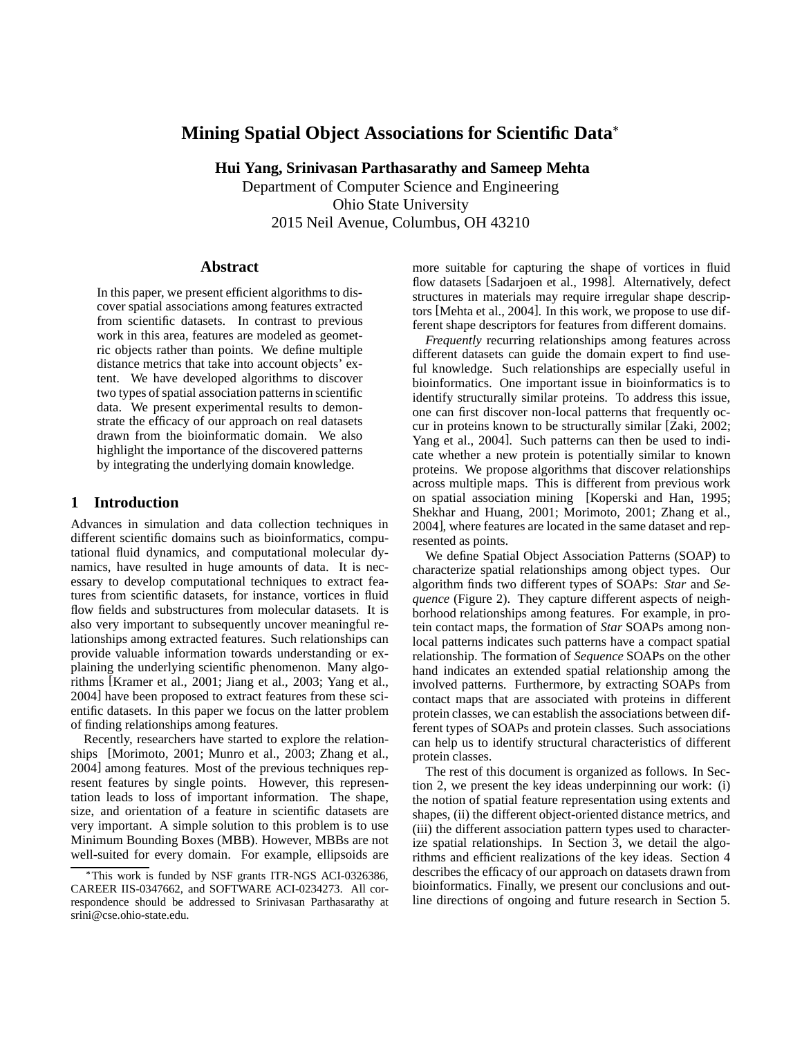# Mining Spatial Object Associations for Scientific Data*

**Hui Yang, Srinivasan Parthasarathy and Sameep Mehta**

Department of Computer Science and Engineering
Ohio State University
2015 Neil Avenue, Columbus, OH 43210

## Abstract

In this paper, we present efficient algorithms to discover spatial associations among features extracted from scientific datasets. In contrast to previous work in this area, features are modeled as geometric objects rather than points. We define multiple distance metrics that take into account objects' extent. We have developed algorithms to discover two types of spatial association patterns in scientific data. We present experimental results to demonstrate the efficacy of our approach on real datasets drawn from the bioinformatic domain. We also highlight the importance of the discovered patterns by integrating the underlying domain knowledge.

## 1 Introduction

Advances in simulation and data collection techniques in different scientific domains such as bioinformatics, computational fluid dynamics, and computational molecular dynamics, have resulted in huge amounts of data. It is necessary to develop computational techniques to extract features from scientific datasets, for instance, vortices in fluid flow fields and substructures from molecular datasets. It is also very important to subsequently uncover meaningful relationships among extracted features. Such relationships can provide valuable information towards understanding or explaining the underlying scientific phenomenon. Many algorithms [Kramer et al., 2001; Jiang et al., 2003; Yang et al., 2004] have been proposed to extract features from these scientific datasets. In this paper we focus on the latter problem of finding relationships among features.

Recently, researchers have started to explore the relationships [Morimoto, 2001; Munro et al., 2003; Zhang et al., 2004] among features. Most of the previous techniques represent features by single points. However, this representation leads to loss of important information. The shape, size, and orientation of a feature in scientific datasets are very important. A simple solution to this problem is to use Minimum Bounding Boxes (MBB). However, MBBs are not well-suited for every domain. For example, ellipsoids are more suitable for capturing the shape of vortices in fluid flow datasets [Sadarjoen et al., 1998]. Alternatively, defect structures in materials may require irregular shape descriptors [Mehta et al., 2004]. In this work, we propose to use different shape descriptors for features from different domains.

*Frequently* recurring relationships among features across different datasets can guide the domain expert to find useful knowledge. Such relationships are especially useful in bioinformatics. One important issue in bioinformatics is to identify structurally similar proteins. To address this issue, one can first discover non-local patterns that frequently occur in proteins known to be structurally similar [Zaki, 2002; Yang et al., 2004]. Such patterns can then be used to indicate whether a new protein is potentially similar to known proteins. We propose algorithms that discover relationships across multiple maps. This is different from previous work on spatial association mining [Koperski and Han, 1995; Shekhar and Huang, 2001; Morimoto, 2001; Zhang et al., 2004], where features are located in the same dataset and represented as points.

We define Spatial Object Association Patterns (SOAP) to characterize spatial relationships among object types. Our algorithm finds two different types of SOAPs: *Star* and *Sequence* (Figure 2). They capture different aspects of neighborhood relationships among features. For example, in protein contact maps, the formation of *Star* SOAPs among non-local patterns indicates such patterns have a compact spatial relationship. The formation of *Sequence* SOAPs on the other hand indicates an extended spatial relationship among the involved patterns. Furthermore, by extracting SOAPs from contact maps that are associated with proteins in different protein classes, we can establish the associations between different types of SOAPs and protein classes. Such associations can help us to identify structural characteristics of different protein classes.

The rest of this document is organized as follows. In Section 2, we present the key ideas underpinning our work: (i) the notion of spatial feature representation using extents and shapes, (ii) the different object-oriented distance metrics, and (iii) the different association pattern types used to characterize spatial relationships. In Section 3, we detail the algorithms and efficient realizations of the key ideas. Section 4 describes the efficacy of our approach on datasets drawn from bioinformatics. Finally, we present our conclusions and outline directions of ongoing and future research in Section 5.

*This work is funded by NSF grants ITR-NGS ACI-0326386, CAREER IIS-0347662, and SOFTWARE ACI-0234273. All correspondence should be addressed to Srinivasan Parthasarathy at srini@cse.ohio-state.edu.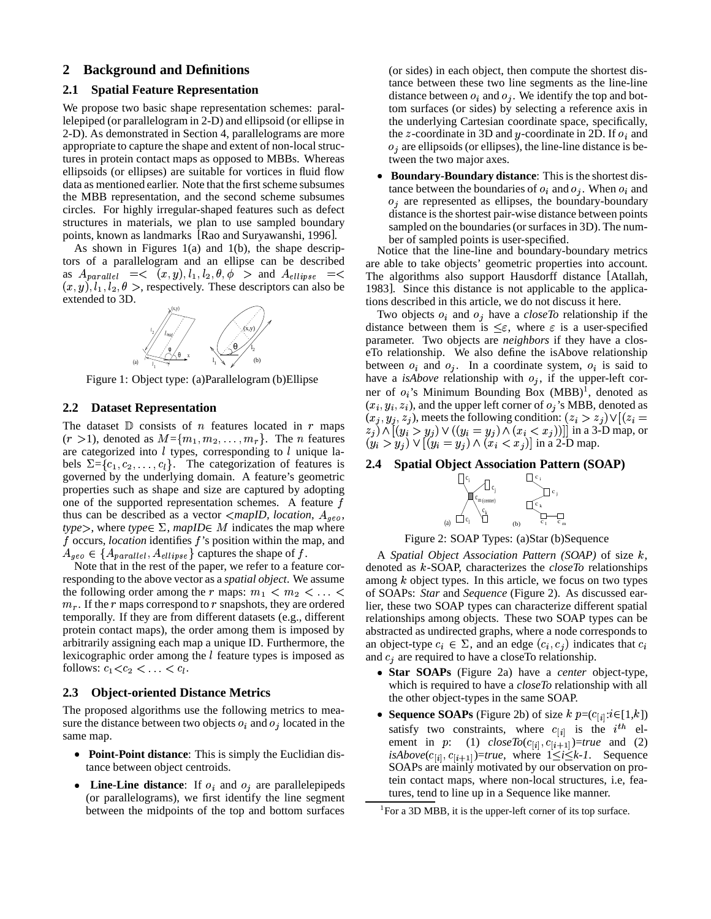## 2 Background and Definitions

### 2.1 Spatial Feature Representation

We propose two basic shape representation schemes: parallelepiped (or parallelogram in 2-D) and ellipsoid (or ellipse in 2-D). As demonstrated in Section 4, parallelograms are more appropriate to capture the shape and extent of non-local structures in protein contact maps as opposed to MBBs. Whereas ellipsoids (or ellipses) are suitable for vortices in fluid flow data as mentioned earlier. Note that the first scheme subsumes the MBB representation, and the second scheme subsumes circles. For highly irregular-shaped features such as defect structures in materials, we plan to use sampled boundary points, known as landmarks [Rao and Suryawanshi, 1996].

As shown in Figures 1(a) and 1(b), the shape descriptors of a parallelogram and an ellipse can be described as $A_{parallel} = < (x,y), l_1, l_2, \theta, \phi >$ and $A_{ellipse} = < (x,y), l_1, l_2, \theta >$, respectively. These descriptors can also be extended to 3D.

Figure 1: Object type: (a)Parallelogram (b)Ellipse

### 2.2 Dataset Representation

The dataset $\mathbb{D}$ consists of $n$ features located in $r$ maps ($r > 1$), denoted as $M=\{m_1, m_2, \ldots, m_r\}$. The $n$ features are categorized into $l$ types, corresponding to $l$ unique labels $\Sigma=\{c_1, c_2, \ldots, c_l\}$. The categorization of features is governed by the underlying domain. A feature's geometric properties such as shape and size are captured by adopting one of the supported representation schemes. A feature $f$ thus can be described as a vector $<$*mapID*, *location*, $A_{geo}$, *type*$>$, where *type*$\in \Sigma$, *mapID*$\in M$ indicates the map where $f$ occurs, *location* identifies $f$'s position within the map, and $A_{geo} \in \{A_{parallel}, A_{ellipse}\}$ captures the shape of $f$.

Note that in the rest of the paper, we refer to a feature corresponding to the above vector as a *spatial object*. We assume the following order among the $r$ maps: $m_1 < m_2 < \ldots < m_r$. If the $r$ maps correspond to $r$ snapshots, they are ordered temporally. If they are from different datasets (e.g., different protein contact maps), the order among them is imposed by arbitrarily assigning each map a unique ID. Furthermore, the lexicographic order among the $l$ feature types is imposed as follows: $c_1 < c_2 < \ldots < c_l$.

### 2.3 Object-oriented Distance Metrics

The proposed algorithms use the following metrics to measure the distance between two objects $o_i$ and $o_j$ located in the same map.

- **Point-Point distance**: This is simply the Euclidian distance between object centroids.
- **Line-Line distance**: If $o_i$ and $o_j$ are parallelepipeds (or parallelograms), we first identify the line segment between the midpoints of the top and bottom surfaces (or sides) in each object, then compute the shortest distance between these two line segments as the line-line distance between $o_i$ and $o_j$. We identify the top and bottom surfaces (or sides) by selecting a reference axis in the underlying Cartesian coordinate space, specifically, the $z$-coordinate in 3D and $y$-coordinate in 2D. If $o_i$ and $o_j$ are ellipsoids (or ellipses), the line-line distance is between the two major axes.
- **Boundary-Boundary distance**: This is the shortest distance between the boundaries of $o_i$ and $o_j$. When $o_i$ and $o_j$ are represented as ellipses, the boundary-boundary distance is the shortest pair-wise distance between points sampled on the boundaries (or surfaces in 3D). The number of sampled points is user-specified.

Notice that the line-line and boundary-boundary metrics are able to take objects' geometric properties into account. The algorithms also support Hausdorff distance [Atallah, 1983]. Since this distance is not applicable to the applications described in this article, we do not discuss it here.

Two objects $o_i$ and $o_j$ have a *closeTo* relationship if the distance between them is $\leq \varepsilon$, where $\varepsilon$ is a user-specified parameter. Two objects are *neighbors* if they have a closeTo relationship. We also define the isAbove relationship between $o_i$ and $o_j$. In a coordinate system, $o_i$ is said to have a *isAbove* relationship with $o_j$, if the upper-left corner of $o_i$'s Minimum Bounding Box (MBB)[1], denoted as $(x_i, y_i, z_i)$, and the upper left corner of $o_j$'s MBB, denoted as $(x_j, y_j, z_j)$, meets the following condition: $(z_i > z_j) \vee [(z_i = z_j) \wedge [(y_i > y_j) \vee ((y_i = y_j) \wedge (x_i < x_j))]]$ in a 3-D map, or $(y_i > y_j) \vee [(y_i = y_j) \wedge (x_i < x_j)]$ in a 2-D map.

### 2.4 Spatial Object Association Pattern (SOAP)

Figure 2: SOAP Types: (a)Star (b)Sequence

A *Spatial Object Association Pattern (SOAP)* of size $k$, denoted as $k$-SOAP, characterizes the *closeTo* relationships among $k$ object types. In this article, we focus on two types of SOAPs: *Star* and *Sequence* (Figure 2). As discussed earlier, these two SOAP types can characterize different spatial relationships among objects. These two SOAP types can be abstracted as undirected graphs, where a node corresponds to an object-type $c_i \in \Sigma$, and an edge $(c_i, c_j)$ indicates that $c_i$ and $c_j$ are required to have a closeTo relationship.

- **Star SOAPs** (Figure 2a) have a *center* object-type, which is required to have a *closeTo* relationship with all the other object-types in the same SOAP.
- **Sequence SOAPs** (Figure 2b) of size $k$ $p$=($c_{[i]}$:$i\in[1,k]$) satisfy two constraints, where $c_{[i]}$ is the $i^{th}$ element in $p$: (1) *closeTo*($c_{[i]}, c_{[i+1]}$)=*true* and (2) *isAbove*($c_{[i]}, c_{[i+1]}$)=*true*, where $1 \leq i \leq k$-$1$. Sequence SOAPs are mainly motivated by our observation on protein contact maps, where non-local structures, i.e, features, tend to line up in a Sequence like manner.

[1] For a 3D MBB, it is the upper-left corner of its top surface.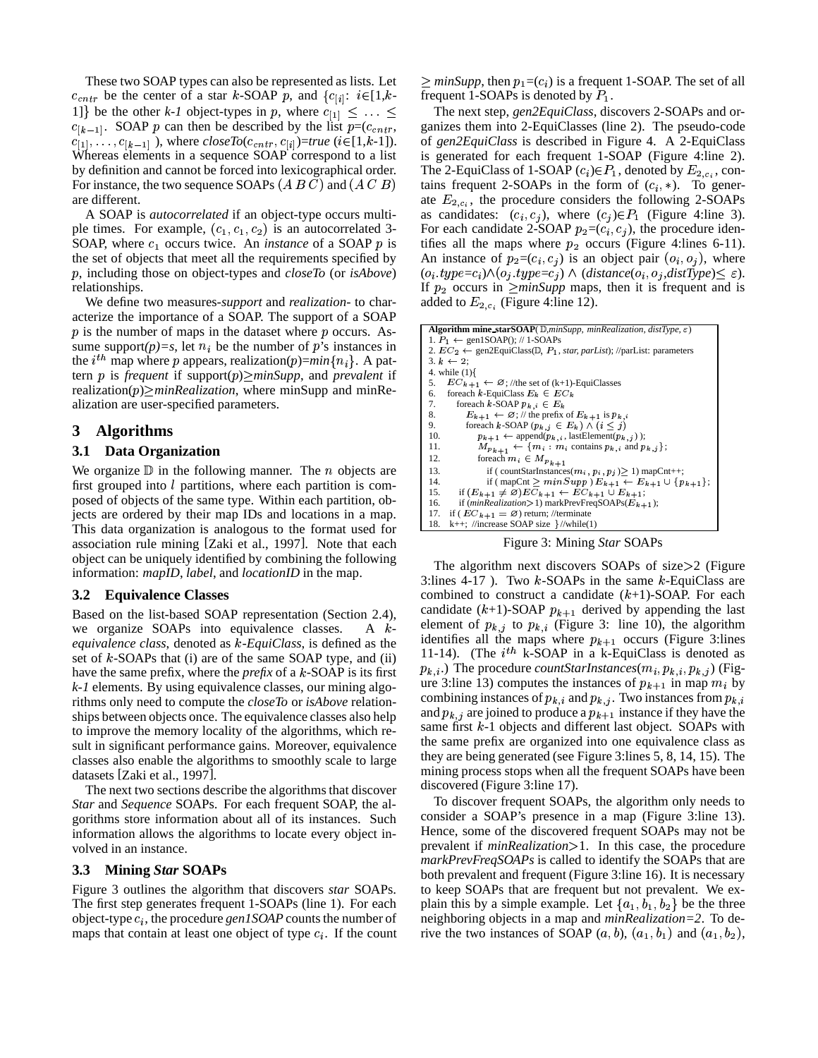These two SOAP types can also be represented as lists. Let $c_{cntr}$ be the center of a star $k$-SOAP $p$, and $\{c_{[i]}$: $i \in [1,k$-$1]\}$ be the other *k-1* object-types in $p$, where $c_{[1]} \leq \ldots \leq c_{[k-1]}$. SOAP $p$ can then be described by the list $p$=($c_{cntr}$, $c_{[1]}, \ldots, c_{[k-1]}$ ), where *closeTo*($c_{cntr}$, $c_{[i]}$)=*true* ($i \in [1,k$-1]). Whereas elements in a sequence SOAP correspond to a list by definition and cannot be forced into lexicographical order. For instance, the two sequence SOAPs $(A\,B\,C)$ and $(A\,C\,B)$ are different.

A SOAP is *autocorrelated* if an object-type occurs multiple times. For example, $(c_1, c_1, c_2)$ is an autocorrelated 3-SOAP, where $c_1$ occurs twice. An *instance* of a SOAP $p$ is the set of objects that meet all the requirements specified by $p$, including those on object-types and *closeTo* (or *isAbove*) relationships.

We define two measures-*support* and *realization*- to characterize the importance of a SOAP. The support of a SOAP $p$ is the number of maps in the dataset where $p$ occurs. Assume support*(p)=s*, let $n_i$ be the number of $p$'s instances in the $i^{th}$ map where $p$ appears, realization*(p)*=*min*$\{n_i\}$. A pattern $p$ is *frequent* if support*(p)*≥*minSupp*, and *prevalent* if realization*(p)*≥*minRealization*, where minSupp and minRealization are user-specified parameters.

## 3 Algorithms

### 3.1 Data Organization

We organize $\mathbb{D}$ in the following manner. The $n$ objects are first grouped into $l$ partitions, where each partition is composed of objects of the same type. Within each partition, objects are ordered by their map IDs and locations in a map. This data organization is analogous to the format used for association rule mining [Zaki et al., 1997]. Note that each object can be uniquely identified by combining the following information: *mapID*, *label*, and *locationID* in the map.

### 3.2 Equivalence Classes

Based on the list-based SOAP representation (Section 2.4), we organize SOAPs into equivalence classes. A *k-equivalence class*, denoted as *k-EquiClass*, is defined as the set of $k$-SOAPs that (i) are of the same SOAP type, and (ii) have the same prefix, where the *prefix* of a $k$-SOAP is its first *k-1* elements. By using equivalence classes, our mining algorithms only need to compute the *closeTo* or *isAbove* relationships between objects once. The equivalence classes also help to improve the memory locality of the algorithms, which result in significant performance gains. Moreover, equivalence classes also enable the algorithms to smoothly scale to large datasets [Zaki et al., 1997].

The next two sections describe the algorithms that discover *Star* and *Sequence* SOAPs. For each frequent SOAP, the algorithms store information about all of its instances. Such information allows the algorithms to locate every object involved in an instance.

### 3.3 Mining *Star* SOAPs

Figure 3 outlines the algorithm that discovers *star* SOAPs. The first step generates frequent 1-SOAPs (line 1). For each object-type $c_i$, the procedure *gen1SOAP* counts the number of maps that contain at least one object of type $c_i$. If the count ≥ *minSupp*, then $p_1$=($c_i$) is a frequent 1-SOAP. The set of all frequent 1-SOAPs is denoted by $P_1$.

The next step, *gen2EquiClass*, discovers 2-SOAPs and organizes them into 2-EquiClasses (line 2). The pseudo-code of *gen2EquiClass* is described in Figure 4. A 2-EquiClass is generated for each frequent 1-SOAP (Figure 4:line 2). The 2-EquiClass of 1-SOAP $(c_i) \in P_1$, denoted by $E_{2,c_i}$, contains frequent 2-SOAPs in the form of $(c_i, *)$. To generate $E_{2,c_i}$, the procedure considers the following 2-SOAPs as candidates: $(c_i, c_j)$, where $(c_j) \in P_1$ (Figure 4:line 3). For each candidate 2-SOAP $p_2$=$(c_i, c_j)$, the procedure identifies all the maps where $p_2$ occurs (Figure 4:lines 6-11). An instance of $p_2$=$(c_i, c_j)$ is an object pair $(o_i, o_j)$, where ($o_i$.*type*=$c_i$)∧($o_j$.*type*=$c_j$) ∧ (*distance*($o_i, o_j$,*distType*)≤ $\varepsilon$). If $p_2$ occurs in ≥*minSupp* maps, then it is frequent and is added to $E_{2,c_i}$ (Figure 4:line 12).

```
Algorithm mine_starSOAP(D, minSupp, minRealization, distType, ε)
1. P_1 ← gen1SOAP(); // 1-SOAPs
2. EC_2 ← gen2EquiClass(D, P_1, star, parList); //parList: parameters
3. k ← 2;
4. while (1){
5.   EC_{k+1} ← ∅; //the set of (k+1)-EquiClasses
6.   foreach k-EquiClass E_k ∈ EC_k
7.     foreach k-SOAP p_{k,i} ∈ E_k
8.       E_{k+1} ← ∅; // the prefix of E_{k+1} is p_{k,i}
9.       foreach k-SOAP (p_{k,j} ∈ E_k) ∧ (i ≤ j)
10.        p_{k+1} ← append(p_{k,i}, lastElement(p_{k,j}));
11.        M_{p_{k+1}} ← {m_i : m_i contains p_{k,i} and p_{k,j}};
12.        foreach m_i ∈ M_{p_{k+1}}
13.          if ( countStarInstances(m_i, p_i, p_j) ≥ 1) mapCnt++;
14.        if ( mapCnt ≥ minSupp ) E_{k+1} ← E_{k+1} ∪ {p_{k+1}};
15.    if (E_{k+1} ≠ ∅) EC_{k+1} ← EC_{k+1} ∪ E_{k+1};
16.    if (minRealization > 1) markPrevFreqSOAPs(E_{k+1});
17.  if ( EC_{k+1} = ∅) return; //terminate
18.  k++; //increase SOAP size }//while(1)
```

Figure 3: Mining *Star* SOAPs

The algorithm next discovers SOAPs of size>2 (Figure 3:lines 4-17 ). Two $k$-SOAPs in the same $k$-EquiClass are combined to construct a candidate ($k$+1)-SOAP. For each candidate ($k$+1)-SOAP $p_{k+1}$ derived by appending the last element of $p_{k,j}$ to $p_{k,i}$ (Figure 3: line 10), the algorithm identifies all the maps where $p_{k+1}$ occurs (Figure 3:lines 11-14). (The $i^{th}$ k-SOAP in a k-EquiClass is denoted as $p_{k,i}$.) The procedure *countStarInstances*($m_i, p_{k,i}, p_{k,j}$) (Figure 3:line 13) computes the instances of $p_{k+1}$ in map $m_i$ by combining instances of $p_{k,i}$ and $p_{k,j}$. Two instances from $p_{k,i}$ and $p_{k,j}$ are joined to produce a $p_{k+1}$ instance if they have the same first $k$-1 objects and different last object. SOAPs with the same prefix are organized into one equivalence class as they are being generated (see Figure 3:lines 5, 8, 14, 15). The mining process stops when all the frequent SOAPs have been discovered (Figure 3:line 17).

To discover frequent SOAPs, the algorithm only needs to consider a SOAP's presence in a map (Figure 3:line 13). Hence, some of the discovered frequent SOAPs may not be prevalent if *minRealization*>1. In this case, the procedure *markPrevFreqSOAPs* is called to identify the SOAPs that are both prevalent and frequent (Figure 3:line 16). It is necessary to keep SOAPs that are frequent but not prevalent. We explain this by a simple example. Let $\{a_1, b_1, b_2\}$ be the three neighboring objects in a map and *minRealization=2*. To derive the two instances of SOAP $(a, b)$, $(a_1, b_1)$ and $(a_1, b_2)$,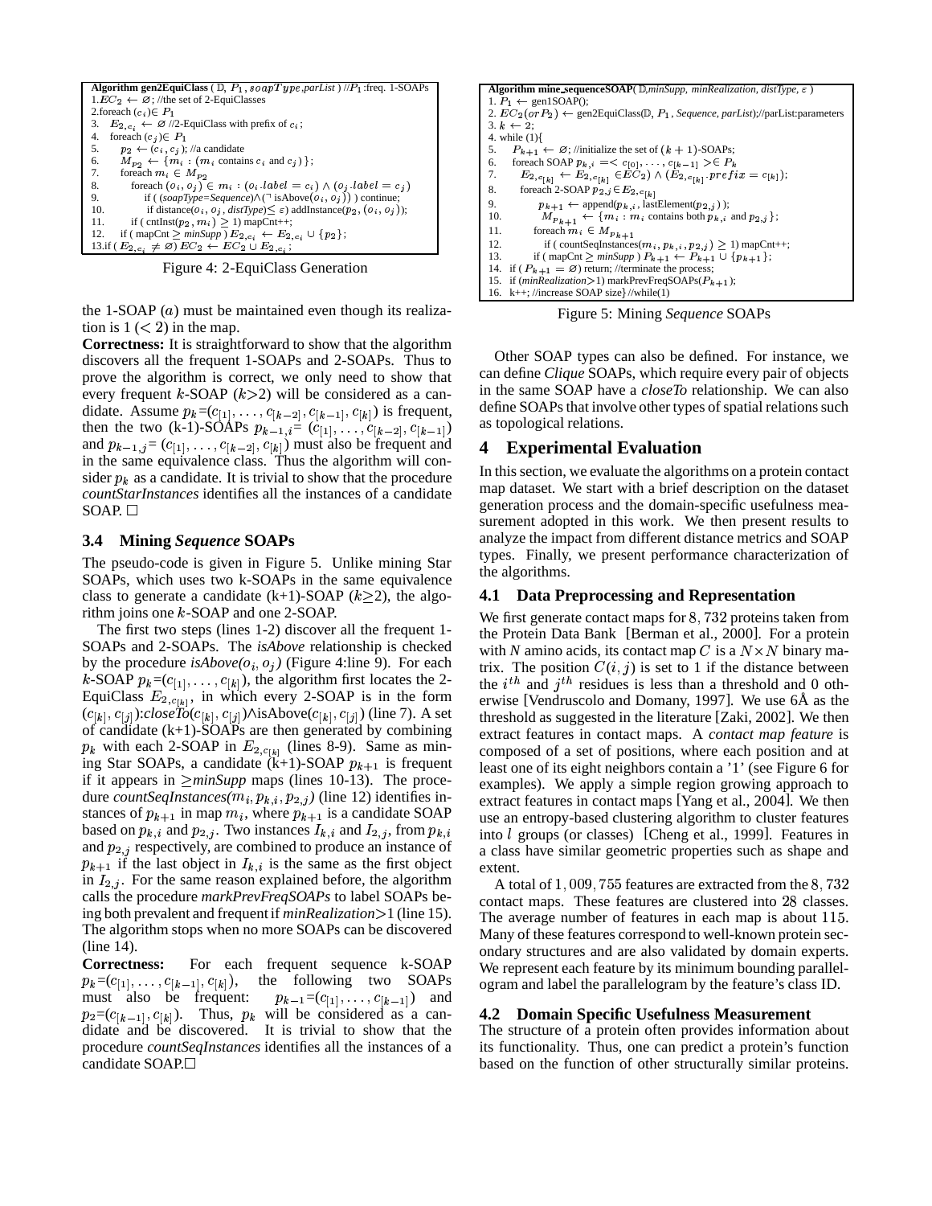```
Algorithm gen2EquiClass (𝔻, P_1, soapType, parList) //P_1:freq. 1-SOAPs
1.EC_2 ← ∅; //the set of 2-EquiClasses
2.foreach (c_i)∈ P_1
3.   E_{2,c_i} ← ∅ //2-EquiClass with prefix of c_i;
4.   foreach (c_j)∈ P_1
5.     p_2 ← (c_i, c_j); //a candidate
6.     M_{p_2} ← {m_i : (m_i contains c_i and c_j)};
7.     foreach m_i ∈ M_{p_2}
8.       foreach (o_i, o_j) ∈ m_i : (o_i.label = c_i) ∧ (o_j.label = c_j)
9.         if ((soapType=Sequence)∧(¬ isAbove(o_i, o_j)) ) continue;
10.        if distance(o_i, o_j, distType)≤ ε) addInstance(p_2, (o_i, o_j));
11.      if ( cntInst(p_2, m_i) ≥ 1) mapCnt++;
12.    if ( mapCnt ≥ minSupp ) E_{2,c_i} ← E_{2,c_i} ∪ {p_2};
13.if ( E_{2,c_i} ≠ ∅) EC_2 ← EC_2 ∪ E_{2,c_i};
```

Figure 4: 2-EquiClass Generation

the 1-SOAP ($a$) must be maintained even though its realization is 1 ($< 2$) in the map.

**Correctness:** It is straightforward to show that the algorithm discovers all the frequent 1-SOAPs and 2-SOAPs. Thus to prove the algorithm is correct, we only need to show that every frequent $k$-SOAP ($k$>2) will be considered as a candidate. Assume $p_k$=($c_{[1]}, \ldots, c_{[k-2]}, c_{[k-1]}, c_{[k]}$) is frequent, then the two (k-1)-SOAPs $p_{k-1,i}$= ($c_{[1]}, \ldots, c_{[k-2]}, c_{[k-1]}$) and $p_{k-1,j}$= ($c_{[1]}, \ldots, c_{[k-2]}, c_{[k]}$) must also be frequent and in the same equivalence class. Thus the algorithm will consider $p_k$ as a candidate. It is trivial to show that the procedure *countStarInstances* identifies all the instances of a candidate SOAP. □

### 3.4 Mining *Sequence* SOAPs

The pseudo-code is given in Figure 5. Unlike mining Star SOAPs, which uses two k-SOAPs in the same equivalence class to generate a candidate (k+1)-SOAP ($k$≥2), the algorithm joins one $k$-SOAP and one 2-SOAP.

The first two steps (lines 1-2) discover all the frequent 1-SOAPs and 2-SOAPs. The *isAbove* relationship is checked by the procedure *isAbove*($o_i, o_j$) (Figure 4:line 9). For each $k$-SOAP $p_k$=($c_{[1]}, \ldots, c_{[k]}$), the algorithm first locates the 2-EquiClass $E_{2,c_{[k]}}$, in which every 2-SOAP is in the form ($c_{[k]}, c_{[j]}$):*closeTo*($c_{[k]}, c_{[j]}$)∧isAbove($c_{[k]}, c_{[j]}$) (line 7). A set of candidate (k+1)-SOAPs are then generated by combining $p_k$ with each 2-SOAP in $E_{2,c_{[k]}}$ (lines 8-9). Same as mining Star SOAPs, a candidate (k+1)-SOAP $p_{k+1}$ is frequent if it appears in ≥*minSupp* maps (lines 10-13). The procedure *countSeqInstances*($m_i, p_{k,i}, p_{2,j}$) (line 12) identifies instances of $p_{k+1}$ in map $m_i$, where $p_{k+1}$ is a candidate SOAP based on $p_{k,i}$ and $p_{2,j}$. Two instances $I_{k,i}$ and $I_{2,j}$, from $p_{k,i}$ and $p_{2,j}$ respectively, are combined to produce an instance of $p_{k+1}$ if the last object in $I_{k,i}$ is the same as the first object in $I_{2,j}$. For the same reason explained before, the algorithm calls the procedure *markPrevFreqSOAPs* to label SOAPs being both prevalent and frequent if *minRealization*>1 (line 15). The algorithm stops when no more SOAPs can be discovered (line 14).

**Correctness:** For each frequent sequence k-SOAP $p_k$=($c_{[1]}, \ldots, c_{[k-1]}, c_{[k]}$), the following two SOAPs must also be frequent: $p_{k-1}$=($c_{[1]}, \ldots, c_{[k-1]}$) and $p_2$=($c_{[k-1]}, c_{[k]}$). Thus, $p_k$ will be considered as a candidate and be discovered. It is trivial to show that the procedure *countSeqInstances* identifies all the instances of a candidate SOAP.□

```
Algorithm mine_sequenceSOAP(𝔻,minSupp, minRealization, distType, ε)
1. P_1 ← gen1SOAP();
2. EC_2(or P_2) ← gen2EquiClass(𝔻, P_1, Sequence, parList);//parList:parameters
3. k ← 2;
4. while (1){
5.   P_{k+1} ← ∅; //initialize the set of (k+1)-SOAPs;
6.   foreach SOAP p_{k,i} =< c_[0], ..., c_[k-1] >∈ P_k
7.     E_{2,c_[k]} ← E_{2,c_[k]} ∈EC_2) ∧ (E_{2,c_[k]}.prefix = c_[k]);
8.     foreach 2-SOAP p_{2,j}∈E_{2,c_[k]}
9.       p_{k+1} ← append(p_{k,i}, lastElement(p_{2,j}));
10.      M_{p_{k+1}} ← {m_i : m_i contains both p_{k,i} and p_{2,j}};
11.      foreach m_i ∈ M_{p_{k+1}}
12.        if ( countSeqInstances(m_i, p_{k,i}, p_{2,j}) ≥ 1) mapCnt++;
13.      if ( mapCnt ≥ minSupp ) P_{k+1} ← P_{k+1} ∪ {p_{k+1}};
14.  if ( P_{k+1} = ∅) return; //terminate the process;
15.  if (minRealization>1) markPrevFreqSOAPs(P_{k+1});
16.  k++; //increase SOAP size} //while(1)
```

Figure 5: Mining *Sequence* SOAPs

Other SOAP types can also be defined. For instance, we can define *Clique* SOAPs, which require every pair of objects in the same SOAP have a *closeTo* relationship. We can also define SOAPs that involve other types of spatial relations such as topological relations.

## 4 Experimental Evaluation

In this section, we evaluate the algorithms on a protein contact map dataset. We start with a brief description on the dataset generation process and the domain-specific usefulness measurement adopted in this work. We then present results to analyze the impact from different distance metrics and SOAP types. Finally, we present performance characterization of the algorithms.

### 4.1 Data Preprocessing and Representation

We first generate contact maps for 8,732 proteins taken from the Protein Data Bank [Berman et al., 2000]. For a protein with $N$ amino acids, its contact map $C$ is a $N \times N$ binary matrix. The position $C(i, j)$ is set to 1 if the distance between the $i^{th}$ and $j^{th}$ residues is less than a threshold and 0 otherwise [Vendruscolo and Domany, 1997]. We use 6Å as the threshold as suggested in the literature [Zaki, 2002]. We then extract features in contact maps. A *contact map feature* is composed of a set of positions, where each position and at least one of its eight neighbors contain a '1' (see Figure 6 for examples). We apply a simple region growing approach to extract features in contact maps [Yang et al., 2004]. We then use an entropy-based clustering algorithm to cluster features into $l$ groups (or classes) [Cheng et al., 1999]. Features in a class have similar geometric properties such as shape and extent.

A total of 1,009,755 features are extracted from the 8,732 contact maps. These features are clustered into 28 classes. The average number of features in each map is about 115. Many of these features correspond to well-known protein secondary structures and are also validated by domain experts. We represent each feature by its minimum bounding parallelogram and label the parallelogram by the feature's class ID.

### 4.2 Domain Specific Usefulness Measurement

The structure of a protein often provides information about its functionality. Thus, one can predict a protein's function based on the function of other structurally similar proteins.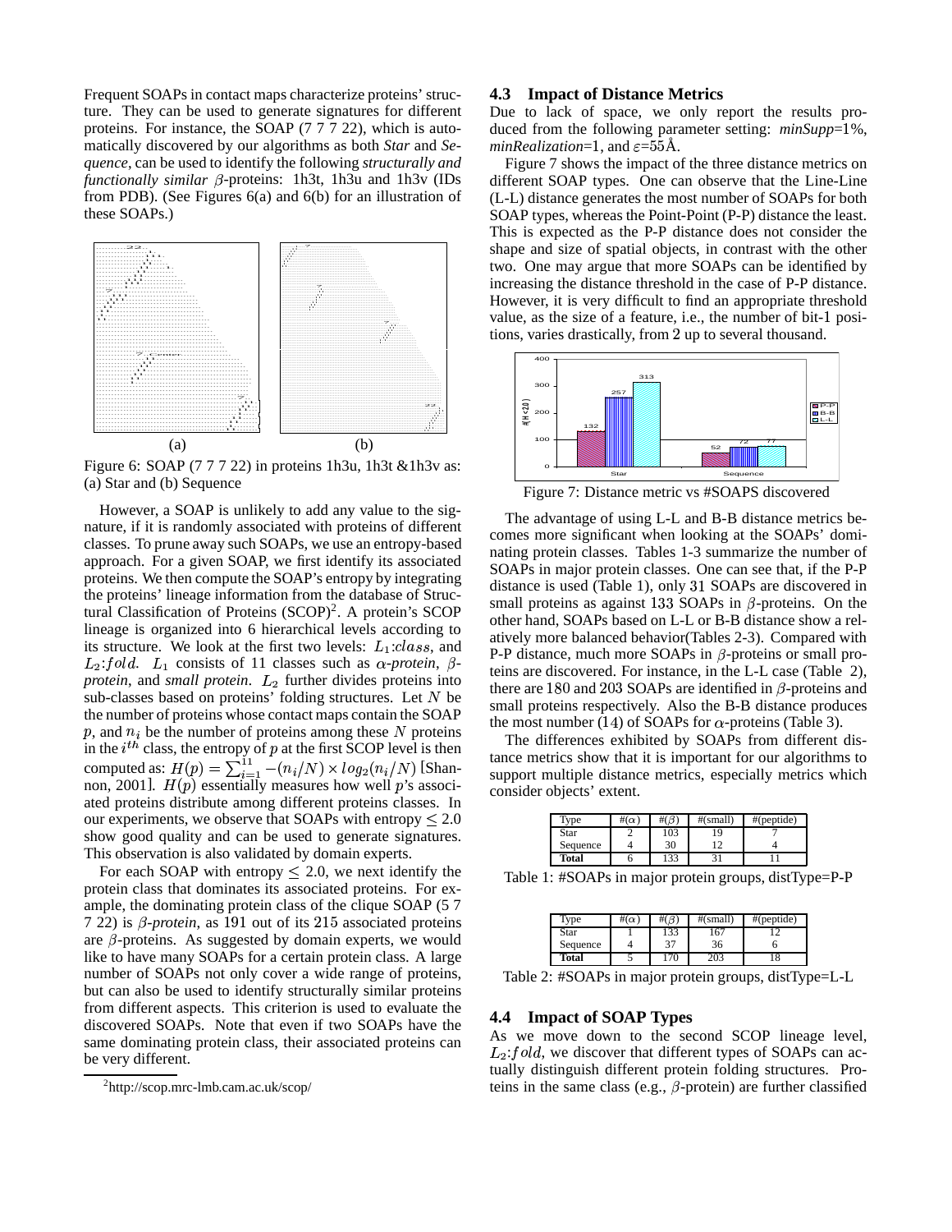Frequent SOAPs in contact maps characterize proteins' structure. They can be used to generate signatures for different proteins. For instance, the SOAP (7 7 7 22), which is automatically discovered by our algorithms as both *Star* and *Sequence*, can be used to identify the following *structurally and functionally similar* $\beta$-proteins: 1h3t, 1h3u and 1h3v (IDs from PDB). (See Figures 6(a) and 6(b) for an illustration of these SOAPs.)

Figure 6: SOAP (7 7 7 22) in proteins 1h3u, 1h3t &1h3v as: (a) Star and (b) Sequence

However, a SOAP is unlikely to add any value to the signature, if it is randomly associated with proteins of different classes. To prune away such SOAPs, we use an entropy-based approach. For a given SOAP, we first identify its associated proteins. We then compute the SOAP's entropy by integrating the proteins' lineage information from the database of Structural Classification of Proteins (SCOP)[2]. A protein's SCOP lineage is organized into 6 hierarchical levels according to its structure. We look at the first two levels: $L_1$:$class$, and $L_2$:$fold$. $L_1$ consists of 11 classes such as $\alpha$-*protein*, $\beta$-*protein*, and *small protein*. $L_2$ further divides proteins into sub-classes based on proteins' folding structures. Let $N$ be the number of proteins whose contact maps contain the SOAP $p$, and $n_i$ be the number of proteins among these $N$ proteins in the $i^{th}$ class, the entropy of $p$ at the first SCOP level is then computed as: $H(p) = \sum_{i=1}^{11} -(n_i/N) \times log_2(n_i/N)$ [Shannon, 2001]. $H(p)$ essentially measures how well $p$'s associated proteins distribute among different proteins classes. In our experiments, we observe that SOAPs with entropy $\leq 2.0$ show good quality and can be used to generate signatures. This observation is also validated by domain experts.

For each SOAP with entropy $\leq 2.0$, we next identify the protein class that dominates its associated proteins. For example, the dominating protein class of the clique SOAP (5 7 7 22) is $\beta$-*protein*, as 191 out of its 215 associated proteins are $\beta$-proteins. As suggested by domain experts, we would like to have many SOAPs for a certain protein class. A large number of SOAPs not only cover a wide range of proteins, but can also be used to identify structurally similar proteins from different aspects. This criterion is used to evaluate the discovered SOAPs. Note that even if two SOAPs have the same dominating protein class, their associated proteins can be very different.

[2] http://scop.mrc-lmb.cam.ac.uk/scop/

### 4.3 Impact of Distance Metrics

Due to lack of space, we only report the results produced from the following parameter setting: *minSupp*=1%, *minRealization*=1, and $\varepsilon$=55Å.

Figure 7 shows the impact of the three distance metrics on different SOAP types. One can observe that the Line-Line (L-L) distance generates the most number of SOAPs for both SOAP types, whereas the Point-Point (P-P) distance the least. This is expected as the P-P distance does not consider the shape and size of spatial objects, in contrast with the other two. One may argue that more SOAPs can be identified by increasing the distance threshold in the case of P-P distance. However, it is very difficult to find an appropriate threshold value, as the size of a feature, i.e., the number of bit-1 positions, varies drastically, from 2 up to several thousand.

Figure 7: Distance metric vs #SOAPS discovered

The advantage of using L-L and B-B distance metrics becomes more significant when looking at the SOAPs' dominating protein classes. Tables 1-3 summarize the number of SOAPs in major protein classes. One can see that, if the P-P distance is used (Table 1), only 31 SOAPs are discovered in small proteins as against 133 SOAPs in $\beta$-proteins. On the other hand, SOAPs based on L-L or B-B distance show a relatively more balanced behavior(Tables 2-3). Compared with P-P distance, much more SOAPs in $\beta$-proteins or small proteins are discovered. For instance, in the L-L case (Table 2), there are 180 and 203 SOAPs are identified in $\beta$-proteins and small proteins respectively. Also the B-B distance produces the most number (14) of SOAPs for $\alpha$-proteins (Table 3).

The differences exhibited by SOAPs from different distance metrics show that it is important for our algorithms to support multiple distance metrics, especially metrics which consider objects' extent.

| Type | #($\alpha$) | #($\beta$) | #(small) | #(peptide) |
|---|---|---|---|---|
| Star | 2 | 103 | 19 | 7 |
| Sequence | 4 | 30 | 12 | 4 |
| **Total** | 6 | 133 | 31 | 11 |

Table 1: #SOAPs in major protein groups, distType=P-P

| Type | #($\alpha$) | #($\beta$) | #(small) | #(peptide) |
|---|---|---|---|---|
| Star | 1 | 133 | 167 | 12 |
| Sequence | 4 | 37 | 36 | 6 |
| **Total** | 5 | 170 | 203 | 18 |

Table 2: #SOAPs in major protein groups, distType=L-L

### 4.4 Impact of SOAP Types

As we move down to the second SCOP lineage level, $L_2$:$fold$, we discover that different types of SOAPs can actually distinguish different protein folding structures. Proteins in the same class (e.g., $\beta$-protein) are further classified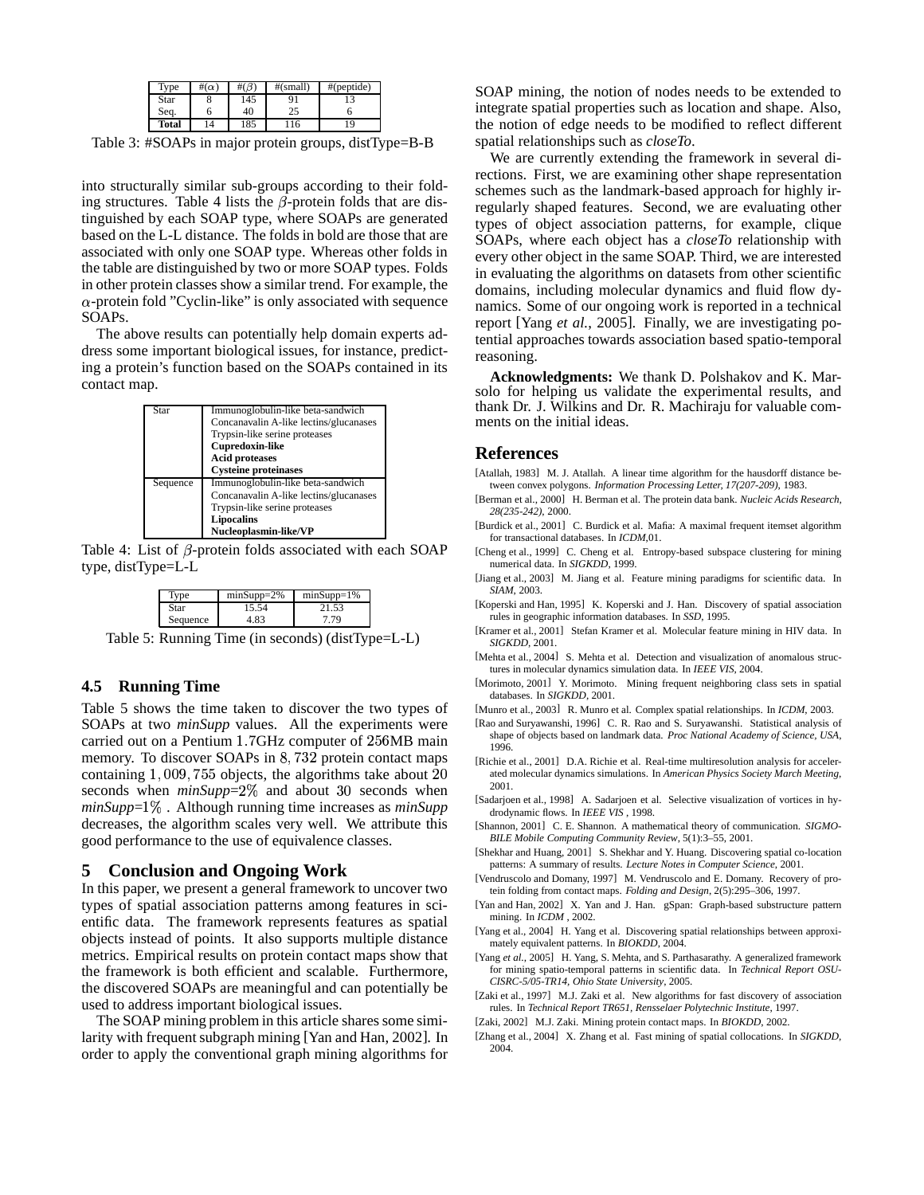| Type | #($\alpha$) | #($\beta$) | #(small) | #(peptide) |
| --- | --- | --- | --- | --- |
| Star | 8 | 145 | 91 | 13 |
| Seq. | 6 | 40 | 25 | 6 |
| **Total** | 14 | 185 | 116 | 19 |

Table 3: #SOAPs in major protein groups, distType=B-B

into structurally similar sub-groups according to their folding structures. Table 4 lists the $\beta$-protein folds that are distinguished by each SOAP type, where SOAPs are generated based on the L-L distance. The folds in bold are those that are associated with only one SOAP type. Whereas other folds in the table are distinguished by two or more SOAP types. Folds in other protein classes show a similar trend. For example, the $\alpha$-protein fold "Cyclin-like" is only associated with sequence SOAPs.

The above results can potentially help domain experts address some important biological issues, for instance, predicting a protein's function based on the SOAPs contained in its contact map.

| | |
| --- | --- |
| Star | Immunoglobulin-like beta-sandwich |
| | Concanavalin A-like lectins/glucanases |
| | Trypsin-like serine proteases |
| | **Cupredoxin-like** |
| | **Acid proteases** |
| | **Cysteine proteinases** |
| Sequence | Immunoglobulin-like beta-sandwich |
| | Concanavalin A-like lectins/glucanases |
| | Trypsin-like serine proteases |
| | **Lipocalins** |
| | **Nucleoplasmin-like/VP** |

Table 4: List of $\beta$-protein folds associated with each SOAP type, distType=L-L

| Type | minSupp=2% | minSupp=1% |
| --- | --- | --- |
| Star | 15.54 | 21.53 |
| Sequence | 4.83 | 7.79 |

Table 5: Running Time (in seconds) (distType=L-L)

### 4.5 Running Time

Table 5 shows the time taken to discover the two types of SOAPs at two *minSupp* values. All the experiments were carried out on a Pentium 1.7GHz computer of 256MB main memory. To discover SOAPs in 8,732 protein contact maps containing 1,009,755 objects, the algorithms take about 20 seconds when *minSupp*=2% and about 30 seconds when *minSupp*=1% . Although running time increases as *minSupp* decreases, the algorithm scales very well. We attribute this good performance to the use of equivalence classes.

## 5 Conclusion and Ongoing Work

In this paper, we present a general framework to uncover two types of spatial association patterns among features in scientific data. The framework represents features as spatial objects instead of points. It also supports multiple distance metrics. Empirical results on protein contact maps show that the framework is both efficient and scalable. Furthermore, the discovered SOAPs are meaningful and can potentially be used to address important biological issues.

The SOAP mining problem in this article shares some similarity with frequent subgraph mining [Yan and Han, 2002]. In order to apply the conventional graph mining algorithms for SOAP mining, the notion of nodes needs to be extended to integrate spatial properties such as location and shape. Also, the notion of edge needs to be modified to reflect different spatial relationships such as *closeTo*.

We are currently extending the framework in several directions. First, we are examining other shape representation schemes such as the landmark-based approach for highly irregularly shaped features. Second, we are evaluating other types of object association patterns, for example, clique SOAPs, where each object has a *closeTo* relationship with every other object in the same SOAP. Third, we are interested in evaluating the algorithms on datasets from other scientific domains, including molecular dynamics and fluid flow dynamics. Some of our ongoing work is reported in a technical report [Yang *et al.*, 2005]. Finally, we are investigating potential approaches towards association based spatio-temporal reasoning.

**Acknowledgments:** We thank D. Polshakov and K. Marsolo for helping us validate the experimental results, and thank Dr. J. Wilkins and Dr. R. Machiraju for valuable comments on the initial ideas.

## References

[Atallah, 1983] M. J. Atallah. A linear time algorithm for the hausdorff distance between convex polygons. *Information Processing Letter, 17(207-209)*, 1983.

[Berman et al., 2000] H. Berman et al. The protein data bank. *Nucleic Acids Research, 28(235-242)*, 2000.

[Burdick et al., 2001] C. Burdick et al. Mafia: A maximal frequent itemset algorithm for transactional databases. In *ICDM*,01.

[Cheng et al., 1999] C. Cheng et al. Entropy-based subspace clustering for mining numerical data. In *SIGKDD*, 1999.

[Jiang et al., 2003] M. Jiang et al. Feature mining paradigms for scientific data. In *SIAM*, 2003.

[Koperski and Han, 1995] K. Koperski and J. Han. Discovery of spatial association rules in geographic information databases. In *SSD*, 1995.

[Kramer et al., 2001] Stefan Kramer et al. Molecular feature mining in HIV data. In *SIGKDD*, 2001.

[Mehta et al., 2004] S. Mehta et al. Detection and visualization of anomalous structures in molecular dynamics simulation data. In *IEEE VIS*, 2004.

[Morimoto, 2001] Y. Morimoto. Mining frequent neighboring class sets in spatial databases. In *SIGKDD*, 2001.

[Munro et al., 2003] R. Munro et al. Complex spatial relationships. In *ICDM*, 2003.

[Rao and Suryawanshi, 1996] C. R. Rao and S. Suryawanshi. Statistical analysis of shape of objects based on landmark data. *Proc National Academy of Science, USA*, 1996.

[Richie et al., 2001] D.A. Richie et al. Real-time multiresolution analysis for accelerated molecular dynamics simulations. In *American Physics Society March Meeting*, 2001.

[Sadarjoen et al., 1998] A. Sadarjoen et al. Selective visualization of vortices in hydrodynamic flows. In *IEEE VIS* , 1998.

[Shannon, 2001] C. E. Shannon. A mathematical theory of communication. *SIGMOBILE Mobile Computing Community Review*, 5(1):3–55, 2001.

[Shekhar and Huang, 2001] S. Shekhar and Y. Huang. Discovering spatial co-location patterns: A summary of results. *Lecture Notes in Computer Science*, 2001.

[Vendruscolo and Domany, 1997] M. Vendruscolo and E. Domany. Recovery of protein folding from contact maps. *Folding and Design*, 2(5):295–306, 1997.

[Yan and Han, 2002] X. Yan and J. Han. gSpan: Graph-based substructure pattern mining. In *ICDM* , 2002.

[Yang et al., 2004] H. Yang et al. Discovering spatial relationships between approximately equivalent patterns. In *BIOKDD*, 2004.

[Yang *et al.*, 2005] H. Yang, S. Mehta, and S. Parthasarathy. A generalized framework for mining spatio-temporal patterns in scientific data. In *Technical Report OSU-CISRC-5/05-TR14, Ohio State University*, 2005.

[Zaki et al., 1997] M.J. Zaki et al. New algorithms for fast discovery of association rules. In *Technical Report TR651, Rensselaer Polytechnic Institute*, 1997.

[Zaki, 2002] M.J. Zaki. Mining protein contact maps. In *BIOKDD*, 2002.

[Zhang et al., 2004] X. Zhang et al. Fast mining of spatial collocations. In *SIGKDD*, 2004.